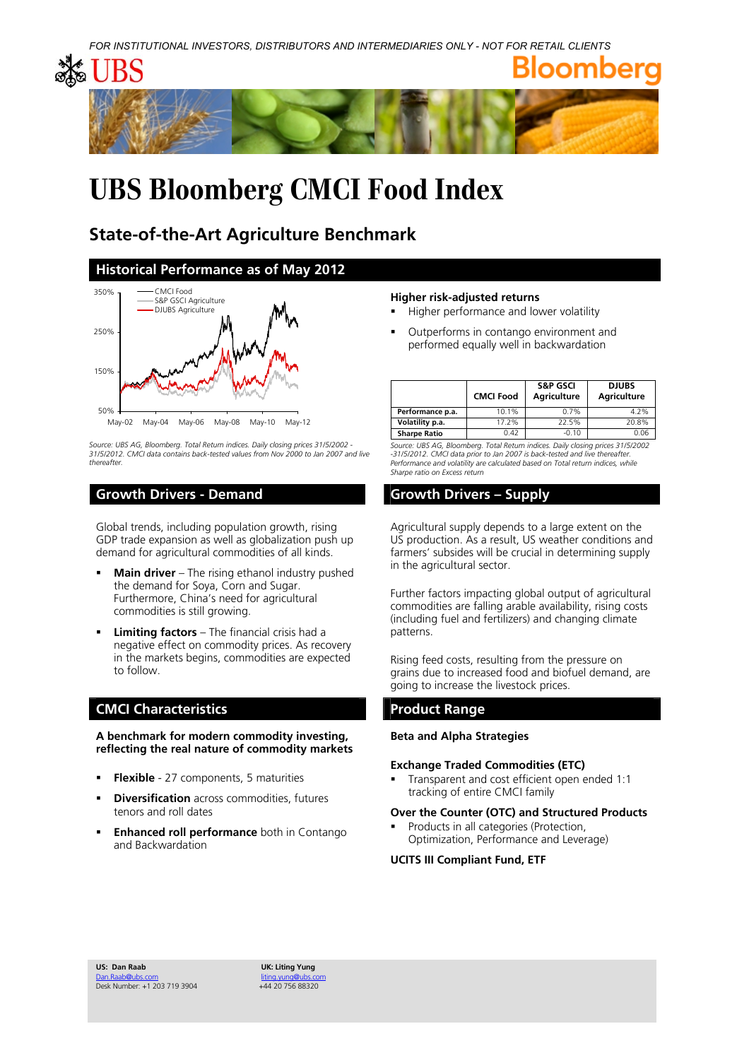FOR INSTITUTIONAL INVESTORS, DISTRIBUTORS AND INTERMEDIARIES ONLY - NOT FOR RETAIL CLIENTS

UBS Bloomberg

# UBS Bloomberg CMCI Food Index

## State-of-the-Art Agriculture Benchmark

## Historical Performance as of May 2012

Source: UBS AG, Bloomberg. Total Return indices. Daily closing prices 31/5/2002 - 31/5/2012. CMCI data contains back-tested values from Nov 2000 to Jan 2007 and live thereafter.

### Higher risk-adjusted returns

- Higher performance and lower volatility
- Outperforms in contango environment and performed equally well in backwardation

| | CMCI Food | S&P GSCI Agriculture | DJUBS Agriculture |
|---|---|---|---|
| Performance p.a. | 10.1% | 0.7% | 4.2% |
| Volatility p.a. | 17.2% | 22.5% | 20.8% |
| Sharpe Ratio | 0.42 | -0.10 | 0.06 |

Source: UBS AG, Bloomberg. Total Return indices. Daily closing prices 31/5/2002 -31/5/2012. CMCI data prior to Jan 2007 is back-tested and live thereafter. Performance and volatility are calculated based on Total return indices, while Sharpe ratio on Excess return

## Growth Drivers - Demand

Global trends, including population growth, rising GDP trade expansion as well as globalization push up demand for agricultural commodities of all kinds.

- **Main driver** – The rising ethanol industry pushed the demand for Soya, Corn and Sugar. Furthermore, China's need for agricultural commodities is still growing.
- **Limiting factors** – The financial crisis had a negative effect on commodity prices. As recovery in the markets begins, commodities are expected to follow.

## Growth Drivers – Supply

Agricultural supply depends to a large extent on the US production. As a result, US weather conditions and farmers' subsides will be crucial in determining supply in the agricultural sector.

Further factors impacting global output of agricultural commodities are falling arable availability, rising costs (including fuel and fertilizers) and changing climate patterns.

Rising feed costs, resulting from the pressure on grains due to increased food and biofuel demand, are going to increase the livestock prices.

## CMCI Characteristics

**A benchmark for modern commodity investing, reflecting the real nature of commodity markets**

- **Flexible** - 27 components, 5 maturities
- **Diversification** across commodities, futures tenors and roll dates
- **Enhanced roll performance** both in Contango and Backwardation

## Product Range

**Beta and Alpha Strategies**

**Exchange Traded Commodities (ETC)**

- Transparent and cost efficient open ended 1:1 tracking of entire CMCI family

**Over the Counter (OTC) and Structured Products**

- Products in all categories (Protection, Optimization, Performance and Leverage)

**UCITS III Compliant Fund, ETF**

**US: Dan Raab**
Dan.Raab@ubs.com
Desk Number: +1 203 719 3904

**UK: Liting Yung**
liting.yung@ubs.com
+44 20 756 88320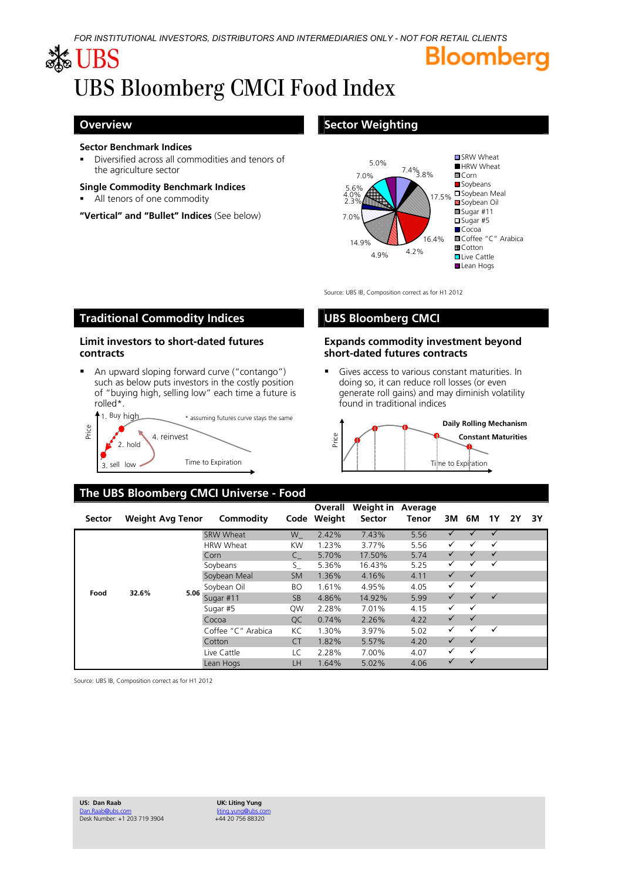*FOR INSTITUTIONAL INVESTORS, DISTRIBUTORS AND INTERMEDIARIES ONLY - NOT FOR RETAIL CLIENTS*

UBS Bloomberg

# UBS Bloomberg CMCI Food Index

## Overview

**Sector Benchmark Indices**

- Diversified across all commodities and tenors of the agriculture sector

**Single Commodity Benchmark Indices**

- All tenors of one commodity

**"Vertical" and "Bullet" Indices** (See below)

## Sector Weighting

SRW Wheat, HRW Wheat, Corn, Soybeans, Soybean Meal, Soybean Oil, Sugar #11, Sugar #5, Cocoa, Coffee "C" Arabica, Cotton, Live Cattle, Lean Hogs

7.4%, 3.8%, 17.5%, 16.4%, 4.2%, 4.9%, 14.9%, 7.0%, 2.3%, 4.0%, 5.6%, 7.0%, 5.0%

Source: UBS IB, Composition correct as for H1 2012

## Traditional Commodity Indices

### Limit investors to short-dated futures contracts

- An upward sloping forward curve ("contango") such as below puts investors in the costly position of "buying high, selling low" each time a future is rolled*.

1. Buy high; 2. hold; 3. sell low; 4. reinvest — Price / Time to Expiration — * assuming futures curve stays the same

## UBS Bloomberg CMCI

### Expands commodity investment beyond short-dated futures contracts

- Gives access to various constant maturities. In doing so, it can reduce roll losses (or even generate roll gains) and may diminish volatility found in traditional indices

Daily Rolling Mechanism — Constant Maturities — Price / Time to Expiration

## The UBS Bloomberg CMCI Universe - Food

| Sector | Weight | Avg Tenor | Commodity | Code | Overall Weight | Weight in Sector | Average Tenor | 3M | 6M | 1Y | 2Y | 3Y |
|---|---|---|---|---|---|---|---|---|---|---|---|---|
| Food | 32.6% | 5.06 | SRW Wheat | W_ | 2.42% | 7.43% | 5.56 | ✓ | ✓ | ✓ | | |
| | | | HRW Wheat | KW | 1.23% | 3.77% | 5.56 | ✓ | ✓ | ✓ | | |
| | | | Corn | C_ | 5.70% | 17.50% | 5.74 | ✓ | ✓ | ✓ | | |
| | | | Soybeans | S_ | 5.36% | 16.43% | 5.25 | ✓ | ✓ | ✓ | | |
| | | | Soybean Meal | SM | 1.36% | 4.16% | 4.11 | ✓ | ✓ | | | |
| | | | Soybean Oil | BO | 1.61% | 4.95% | 4.05 | ✓ | ✓ | | | |
| | | | Sugar #11 | SB | 4.86% | 14.92% | 5.99 | ✓ | ✓ | ✓ | | |
| | | | Sugar #5 | QW | 2.28% | 7.01% | 4.15 | ✓ | ✓ | | | |
| | | | Cocoa | QC | 0.74% | 2.26% | 4.22 | ✓ | ✓ | | | |
| | | | Coffee "C" Arabica | KC | 1.30% | 3.97% | 5.02 | ✓ | ✓ | ✓ | | |
| | | | Cotton | CT | 1.82% | 5.57% | 4.20 | ✓ | ✓ | | | |
| | | | Live Cattle | LC | 2.28% | 7.00% | 4.07 | ✓ | ✓ | | | |
| | | | Lean Hogs | LH | 1.64% | 5.02% | 4.06 | ✓ | ✓ | | | |

Source: UBS IB, Composition correct as for H1 2012

**US: Dan Raab**
Dan.Raab@ubs.com
Desk Number: +1 203 719 3904

**UK: Liting Yung**
liting.yung@ubs.com
+44 20 756 88320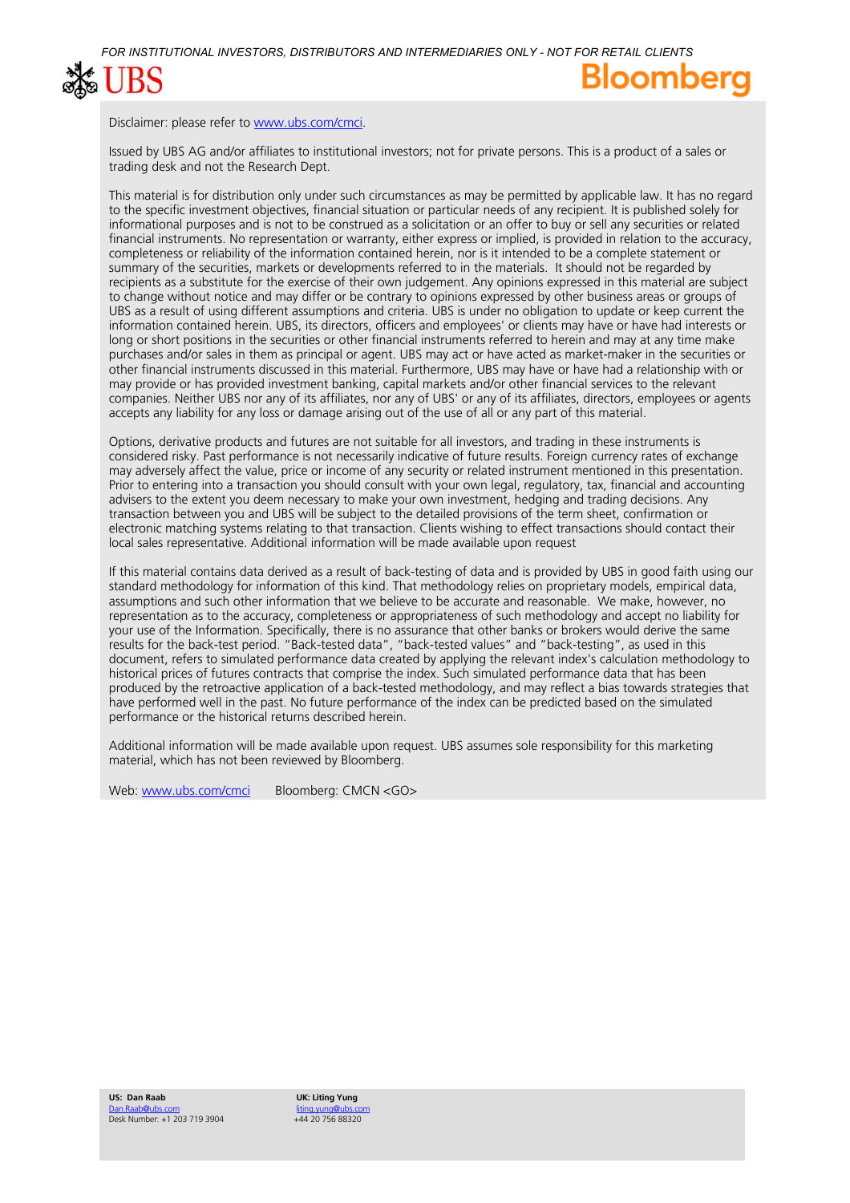*FOR INSTITUTIONAL INVESTORS, DISTRIBUTORS AND INTERMEDIARIES ONLY - NOT FOR RETAIL CLIENTS*

UBS

Bloomberg

Disclaimer: please refer to www.ubs.com/cmci.

Issued by UBS AG and/or affiliates to institutional investors; not for private persons. This is a product of a sales or trading desk and not the Research Dept.

This material is for distribution only under such circumstances as may be permitted by applicable law. It has no regard to the specific investment objectives, financial situation or particular needs of any recipient. It is published solely for informational purposes and is not to be construed as a solicitation or an offer to buy or sell any securities or related financial instruments. No representation or warranty, either express or implied, is provided in relation to the accuracy, completeness or reliability of the information contained herein, nor is it intended to be a complete statement or summary of the securities, markets or developments referred to in the materials. It should not be regarded by recipients as a substitute for the exercise of their own judgement. Any opinions expressed in this material are subject to change without notice and may differ or be contrary to opinions expressed by other business areas or groups of UBS as a result of using different assumptions and criteria. UBS is under no obligation to update or keep current the information contained herein. UBS, its directors, officers and employees' or clients may have or have had interests or long or short positions in the securities or other financial instruments referred to herein and may at any time make purchases and/or sales in them as principal or agent. UBS may act or have acted as market-maker in the securities or other financial instruments discussed in this material. Furthermore, UBS may have or have had a relationship with or may provide or has provided investment banking, capital markets and/or other financial services to the relevant companies. Neither UBS nor any of its affiliates, nor any of UBS' or any of its affiliates, directors, employees or agents accepts any liability for any loss or damage arising out of the use of all or any part of this material.

Options, derivative products and futures are not suitable for all investors, and trading in these instruments is considered risky. Past performance is not necessarily indicative of future results. Foreign currency rates of exchange may adversely affect the value, price or income of any security or related instrument mentioned in this presentation. Prior to entering into a transaction you should consult with your own legal, regulatory, tax, financial and accounting advisers to the extent you deem necessary to make your own investment, hedging and trading decisions. Any transaction between you and UBS will be subject to the detailed provisions of the term sheet, confirmation or electronic matching systems relating to that transaction. Clients wishing to effect transactions should contact their local sales representative. Additional information will be made available upon request

If this material contains data derived as a result of back-testing of data and is provided by UBS in good faith using our standard methodology for information of this kind. That methodology relies on proprietary models, empirical data, assumptions and such other information that we believe to be accurate and reasonable. We make, however, no representation as to the accuracy, completeness or appropriateness of such methodology and accept no liability for your use of the Information. Specifically, there is no assurance that other banks or brokers would derive the same results for the back-test period. "Back-tested data", "back-tested values" and "back-testing", as used in this document, refers to simulated performance data created by applying the relevant index's calculation methodology to historical prices of futures contracts that comprise the index. Such simulated performance data that has been produced by the retroactive application of a back-tested methodology, and may reflect a bias towards strategies that have performed well in the past. No future performance of the index can be predicted based on the simulated performance or the historical returns described herein.

Additional information will be made available upon request. UBS assumes sole responsibility for this marketing material, which has not been reviewed by Bloomberg.

Web: www.ubs.com/cmci  Bloomberg: CMCN <GO>

**US: Dan Raab**
Dan.Raab@ubs.com
Desk Number: +1 203 719 3904

**UK: Liting Yung**
liting.yung@ubs.com
+44 20 756 88320